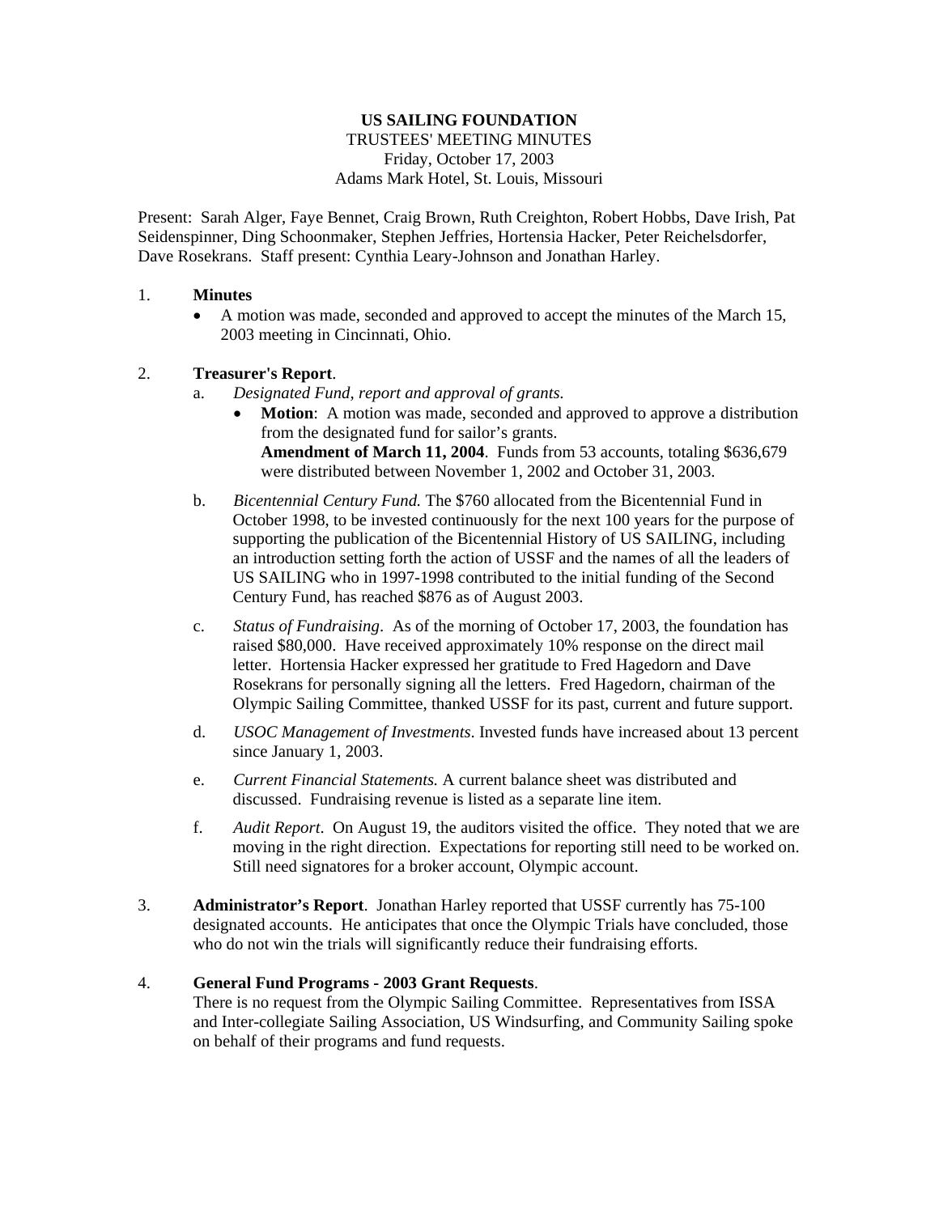**US SAILING FOUNDATION**

TRUSTEES' MEETING MINUTES

Friday, October 17, 2003

Adams Mark Hotel, St. Louis, Missouri

Present: Sarah Alger, Faye Bennet, Craig Brown, Ruth Creighton, Robert Hobbs, Dave Irish, Pat Seidenspinner, Ding Schoonmaker, Stephen Jeffries, Hortensia Hacker, Peter Reichelsdorfer, Dave Rosekrans. Staff present: Cynthia Leary-Johnson and Jonathan Harley.

1. **Minutes**
   - A motion was made, seconded and approved to accept the minutes of the March 15, 2003 meeting in Cincinnati, Ohio.

2. **Treasurer's Report**.
   a. *Designated Fund, report and approval of grants.*
      - **Motion**: A motion was made, seconded and approved to approve a distribution from the designated fund for sailor's grants.
        **Amendment of March 11, 2004**. Funds from 53 accounts, totaling $636,679 were distributed between November 1, 2002 and October 31, 2003.

   b. *Bicentennial Century Fund.* The $760 allocated from the Bicentennial Fund in October 1998, to be invested continuously for the next 100 years for the purpose of supporting the publication of the Bicentennial History of US SAILING, including an introduction setting forth the action of USSF and the names of all the leaders of US SAILING who in 1997-1998 contributed to the initial funding of the Second Century Fund, has reached $876 as of August 2003.

   c. *Status of Fundraising*. As of the morning of October 17, 2003, the foundation has raised $80,000. Have received approximately 10% response on the direct mail letter. Hortensia Hacker expressed her gratitude to Fred Hagedorn and Dave Rosekrans for personally signing all the letters. Fred Hagedorn, chairman of the Olympic Sailing Committee, thanked USSF for its past, current and future support.

   d. *USOC Management of Investments*. Invested funds have increased about 13 percent since January 1, 2003.

   e. *Current Financial Statements.* A current balance sheet was distributed and discussed. Fundraising revenue is listed as a separate line item.

   f. *Audit Report*. On August 19, the auditors visited the office. They noted that we are moving in the right direction. Expectations for reporting still need to be worked on. Still need signatores for a broker account, Olympic account.

3. **Administrator's Report**. Jonathan Harley reported that USSF currently has 75-100 designated accounts. He anticipates that once the Olympic Trials have concluded, those who do not win the trials will significantly reduce their fundraising efforts.

4. **General Fund Programs - 2003 Grant Requests**.
   There is no request from the Olympic Sailing Committee. Representatives from ISSA and Inter-collegiate Sailing Association, US Windsurfing, and Community Sailing spoke on behalf of their programs and fund requests.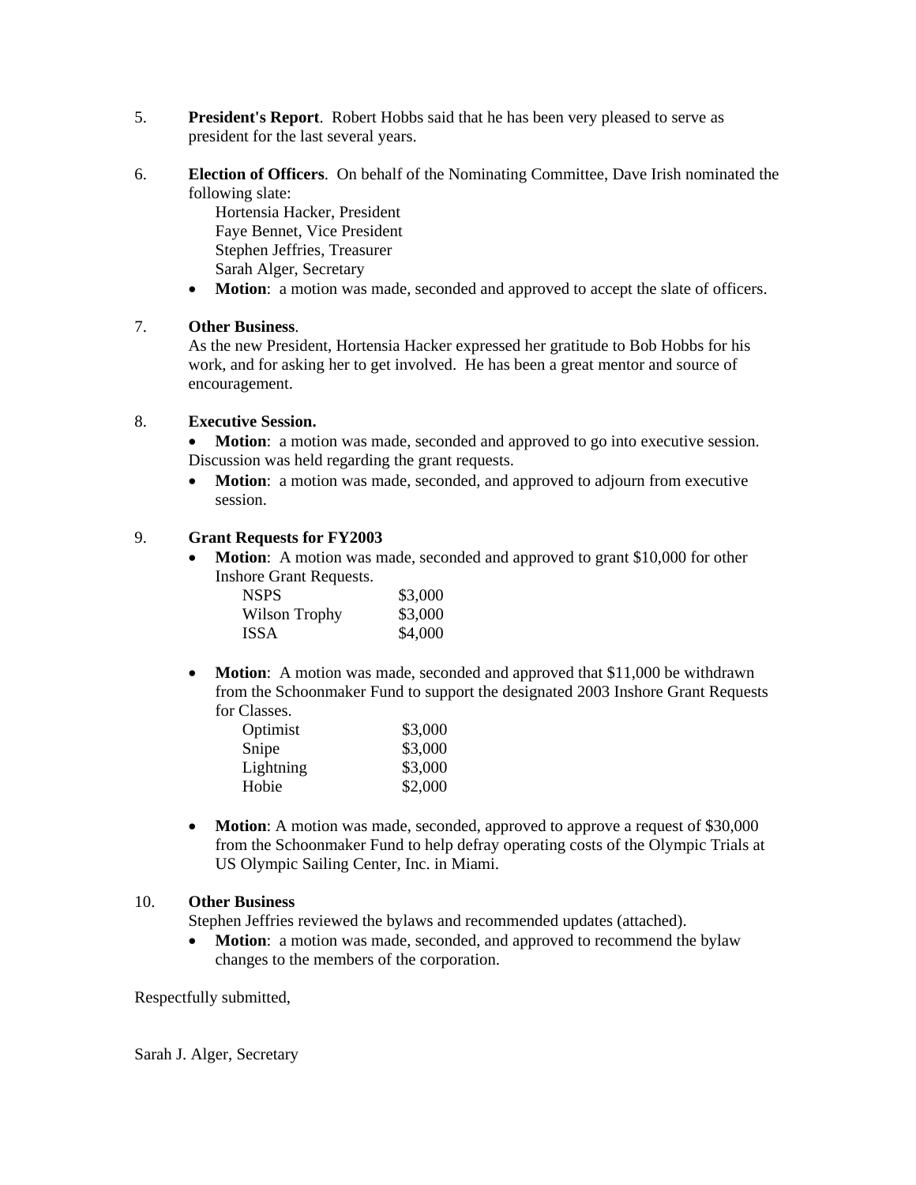5. **President's Report**. Robert Hobbs said that he has been very pleased to serve as president for the last several years.

6. **Election of Officers**. On behalf of the Nominating Committee, Dave Irish nominated the following slate:

   Hortensia Hacker, President
   Faye Bennet, Vice President
   Stephen Jeffries, Treasurer
   Sarah Alger, Secretary

   - **Motion**: a motion was made, seconded and approved to accept the slate of officers.

7. **Other Business**.
   As the new President, Hortensia Hacker expressed her gratitude to Bob Hobbs for his work, and for asking her to get involved. He has been a great mentor and source of encouragement.

8. **Executive Session.**
   - **Motion**: a motion was made, seconded and approved to go into executive session.

   Discussion was held regarding the grant requests.

   - **Motion**: a motion was made, seconded, and approved to adjourn from executive session.

9. **Grant Requests for FY2003**
   - **Motion**: A motion was made, seconded and approved to grant $10,000 for other Inshore Grant Requests.

     | | |
     |---|---|
     | NSPS | $3,000 |
     | Wilson Trophy | $3,000 |
     | ISSA | $4,000 |

   - **Motion**: A motion was made, seconded and approved that $11,000 be withdrawn from the Schoonmaker Fund to support the designated 2003 Inshore Grant Requests for Classes.

     | | |
     |---|---|
     | Optimist | $3,000 |
     | Snipe | $3,000 |
     | Lightning | $3,000 |
     | Hobie | $2,000 |

   - **Motion**: A motion was made, seconded, approved to approve a request of $30,000 from the Schoonmaker Fund to help defray operating costs of the Olympic Trials at US Olympic Sailing Center, Inc. in Miami.

10. **Other Business**
    Stephen Jeffries reviewed the bylaws and recommended updates (attached).

    - **Motion**: a motion was made, seconded, and approved to recommend the bylaw changes to the members of the corporation.

Respectfully submitted,

Sarah J. Alger, Secretary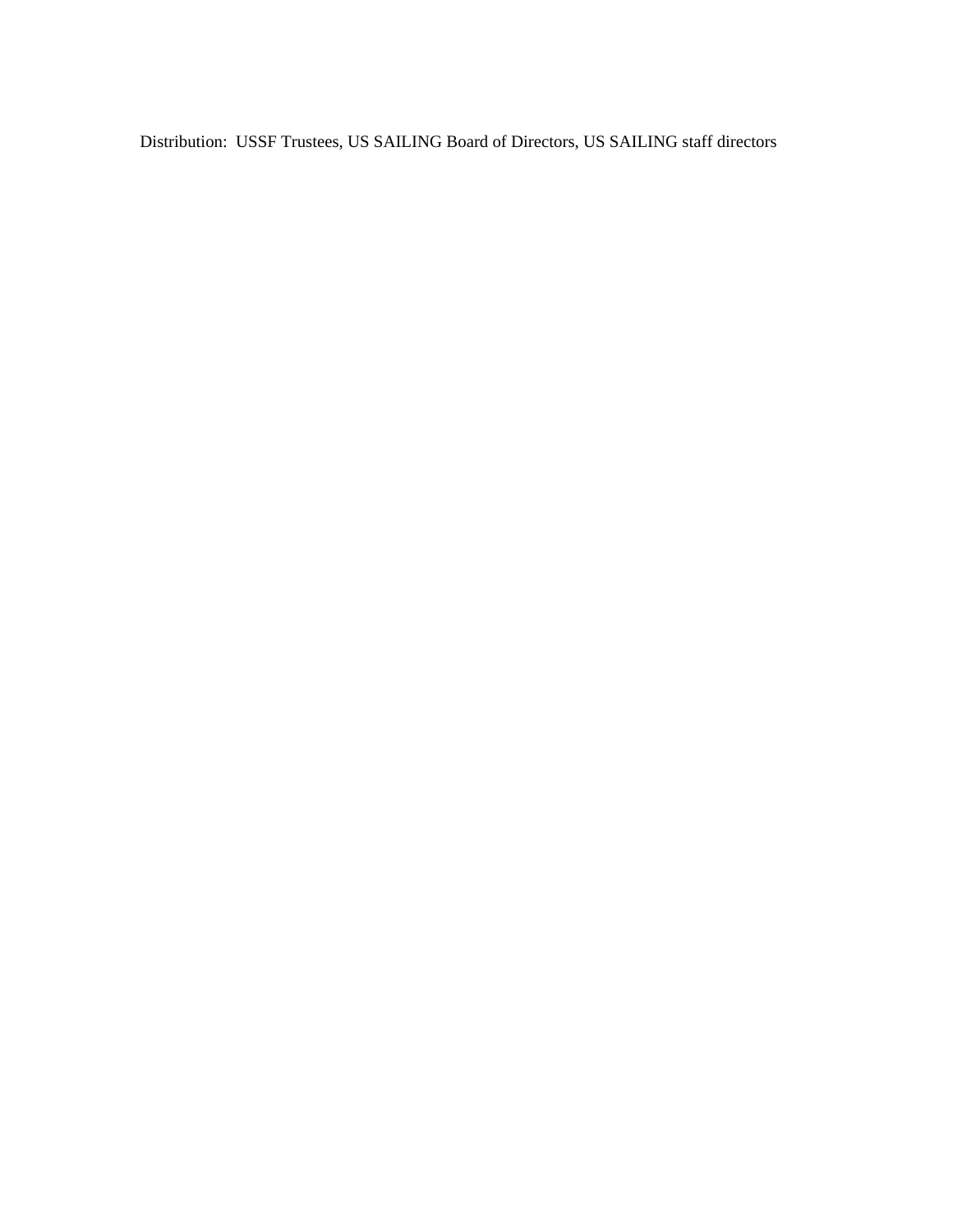Distribution:  USSF Trustees, US SAILING Board of Directors, US SAILING staff directors